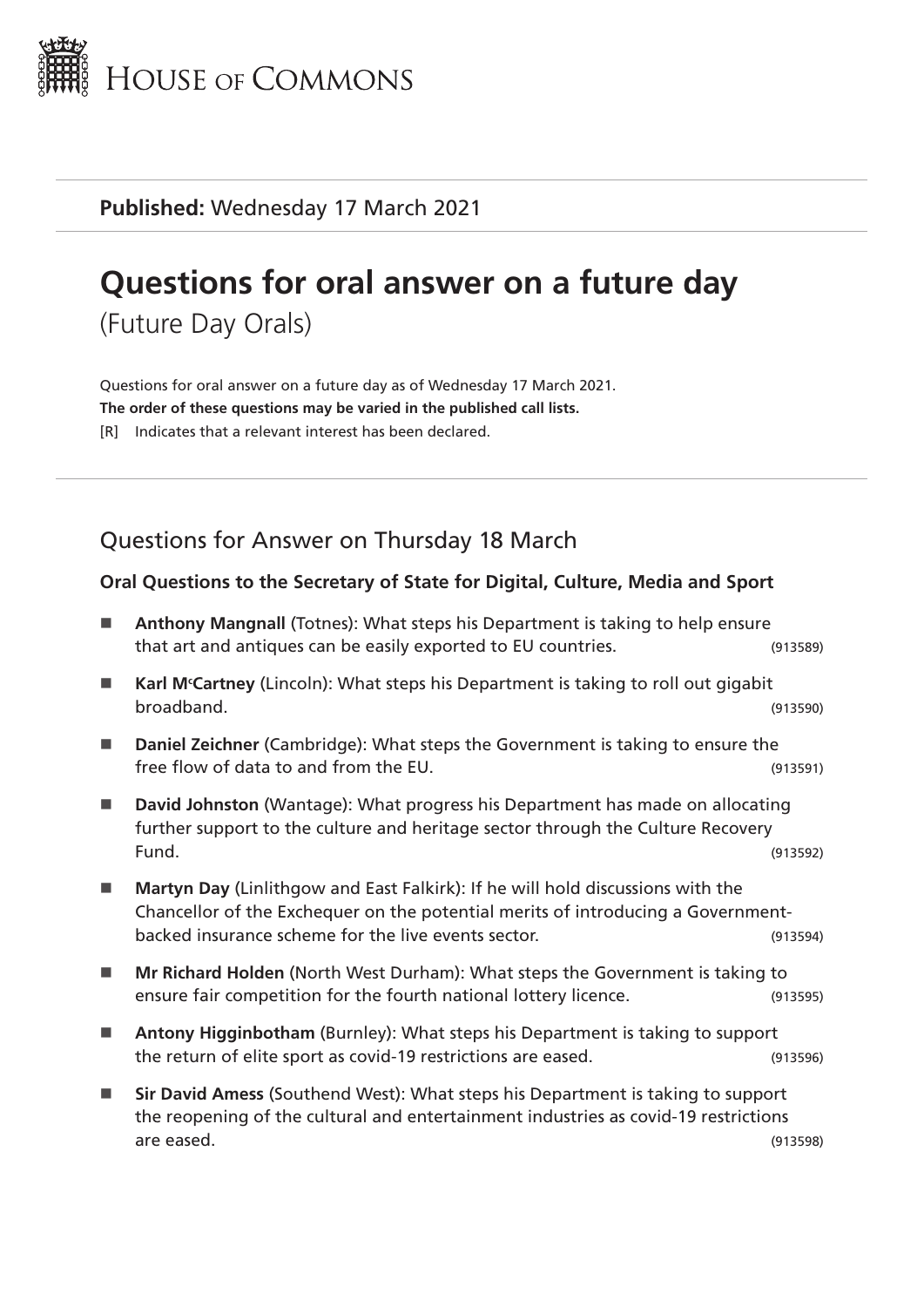HOUSE OF COMMONS

**Published:** Wednesday 17 March 2021

# Questions for oral answer on a future day

(Future Day Orals)

Questions for oral answer on a future day as of Wednesday 17 March 2021.
**The order of these questions may be varied in the published call lists.**
[R] Indicates that a relevant interest has been declared.

## Questions for Answer on Thursday 18 March

### Oral Questions to the Secretary of State for Digital, Culture, Media and Sport

- **Anthony Mangnall** (Totnes): What steps his Department is taking to help ensure that art and antiques can be easily exported to EU countries. (913589)
- **Karl McCartney** (Lincoln): What steps his Department is taking to roll out gigabit broadband. (913590)
- **Daniel Zeichner** (Cambridge): What steps the Government is taking to ensure the free flow of data to and from the EU. (913591)
- **David Johnston** (Wantage): What progress his Department has made on allocating further support to the culture and heritage sector through the Culture Recovery Fund. (913592)
- **Martyn Day** (Linlithgow and East Falkirk): If he will hold discussions with the Chancellor of the Exchequer on the potential merits of introducing a Government-backed insurance scheme for the live events sector. (913594)
- **Mr Richard Holden** (North West Durham): What steps the Government is taking to ensure fair competition for the fourth national lottery licence. (913595)
- **Antony Higginbotham** (Burnley): What steps his Department is taking to support the return of elite sport as covid-19 restrictions are eased. (913596)
- **Sir David Amess** (Southend West): What steps his Department is taking to support the reopening of the cultural and entertainment industries as covid-19 restrictions are eased. (913598)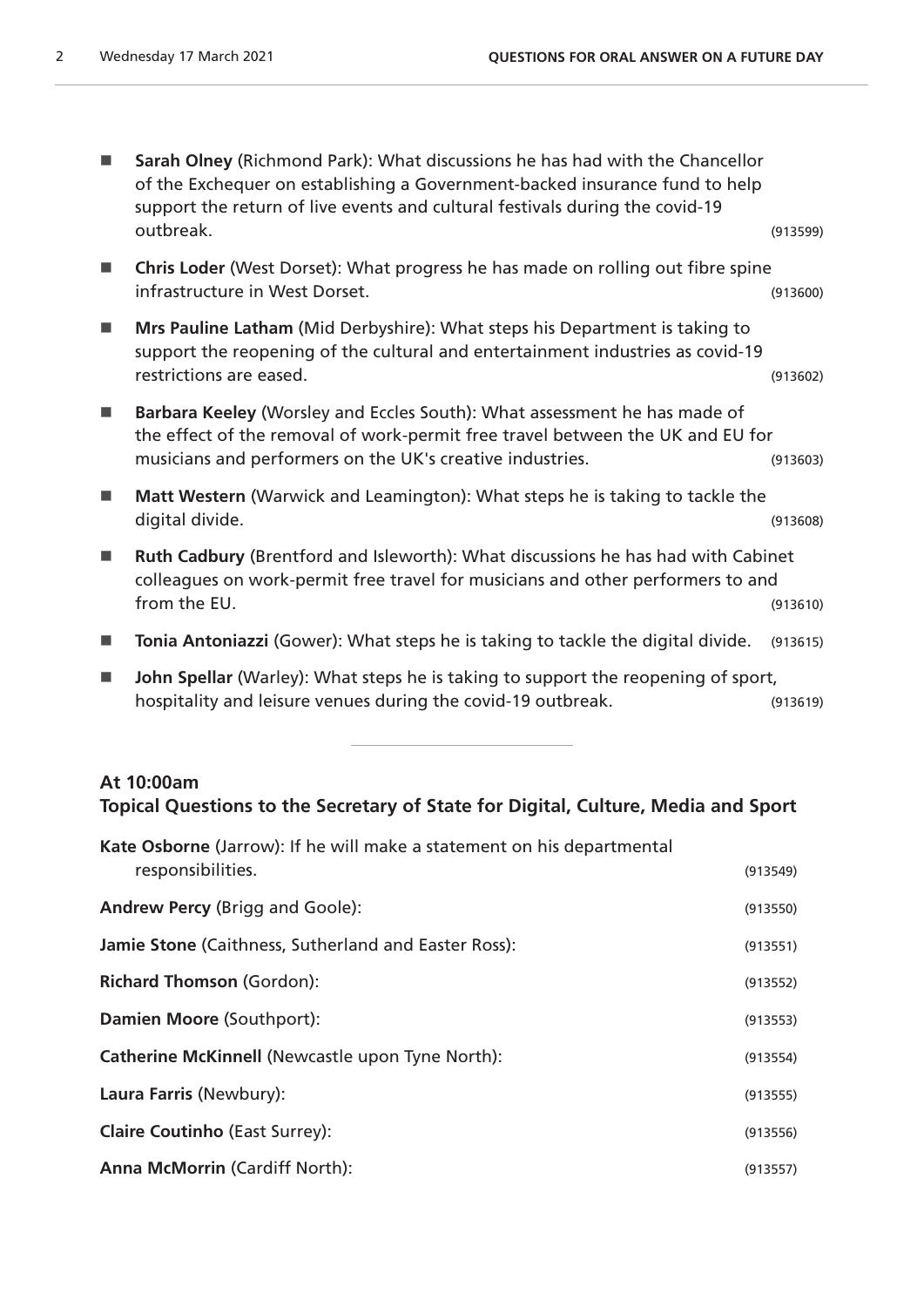- **Sarah Olney** (Richmond Park): What discussions he has had with the Chancellor of the Exchequer on establishing a Government-backed insurance fund to help support the return of live events and cultural festivals during the covid-19 outbreak. (913599)

- **Chris Loder** (West Dorset): What progress he has made on rolling out fibre spine infrastructure in West Dorset. (913600)

- **Mrs Pauline Latham** (Mid Derbyshire): What steps his Department is taking to support the reopening of the cultural and entertainment industries as covid-19 restrictions are eased. (913602)

- **Barbara Keeley** (Worsley and Eccles South): What assessment he has made of the effect of the removal of work-permit free travel between the UK and EU for musicians and performers on the UK's creative industries. (913603)

- **Matt Western** (Warwick and Leamington): What steps he is taking to tackle the digital divide. (913608)

- **Ruth Cadbury** (Brentford and Isleworth): What discussions he has had with Cabinet colleagues on work-permit free travel for musicians and other performers to and from the EU. (913610)

- **Tonia Antoniazzi** (Gower): What steps he is taking to tackle the digital divide. (913615)

- **John Spellar** (Warley): What steps he is taking to support the reopening of sport, hospitality and leisure venues during the covid-19 outbreak. (913619)

---

## At 10:00am
## Topical Questions to the Secretary of State for Digital, Culture, Media and Sport

**Kate Osborne** (Jarrow): If he will make a statement on his departmental responsibilities. (913549)

**Andrew Percy** (Brigg and Goole): (913550)

**Jamie Stone** (Caithness, Sutherland and Easter Ross): (913551)

**Richard Thomson** (Gordon): (913552)

**Damien Moore** (Southport): (913553)

**Catherine McKinnell** (Newcastle upon Tyne North): (913554)

**Laura Farris** (Newbury): (913555)

**Claire Coutinho** (East Surrey): (913556)

**Anna McMorrin** (Cardiff North): (913557)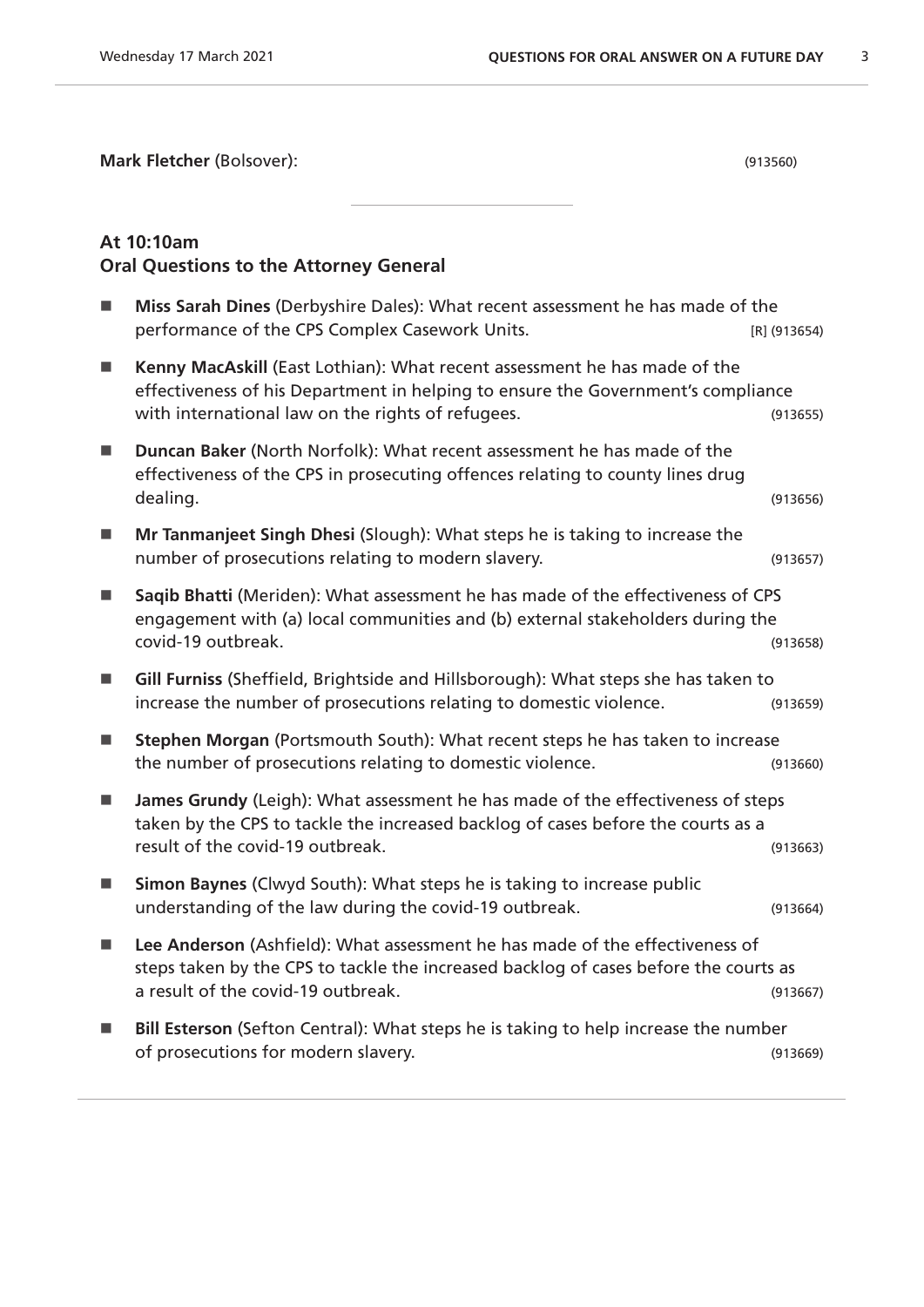**Mark Fletcher** (Bolsover): (913560)

---

## At 10:10am
## Oral Questions to the Attorney General

- **Miss Sarah Dines** (Derbyshire Dales): What recent assessment he has made of the performance of the CPS Complex Casework Units. [R] (913654)

- **Kenny MacAskill** (East Lothian): What recent assessment he has made of the effectiveness of his Department in helping to ensure the Government's compliance with international law on the rights of refugees. (913655)

- **Duncan Baker** (North Norfolk): What recent assessment he has made of the effectiveness of the CPS in prosecuting offences relating to county lines drug dealing. (913656)

- **Mr Tanmanjeet Singh Dhesi** (Slough): What steps he is taking to increase the number of prosecutions relating to modern slavery. (913657)

- **Saqib Bhatti** (Meriden): What assessment he has made of the effectiveness of CPS engagement with (a) local communities and (b) external stakeholders during the covid-19 outbreak. (913658)

- **Gill Furniss** (Sheffield, Brightside and Hillsborough): What steps she has taken to increase the number of prosecutions relating to domestic violence. (913659)

- **Stephen Morgan** (Portsmouth South): What recent steps he has taken to increase the number of prosecutions relating to domestic violence. (913660)

- **James Grundy** (Leigh): What assessment he has made of the effectiveness of steps taken by the CPS to tackle the increased backlog of cases before the courts as a result of the covid-19 outbreak. (913663)

- **Simon Baynes** (Clwyd South): What steps he is taking to increase public understanding of the law during the covid-19 outbreak. (913664)

- **Lee Anderson** (Ashfield): What assessment he has made of the effectiveness of steps taken by the CPS to tackle the increased backlog of cases before the courts as a result of the covid-19 outbreak. (913667)

- **Bill Esterson** (Sefton Central): What steps he is taking to help increase the number of prosecutions for modern slavery. (913669)

---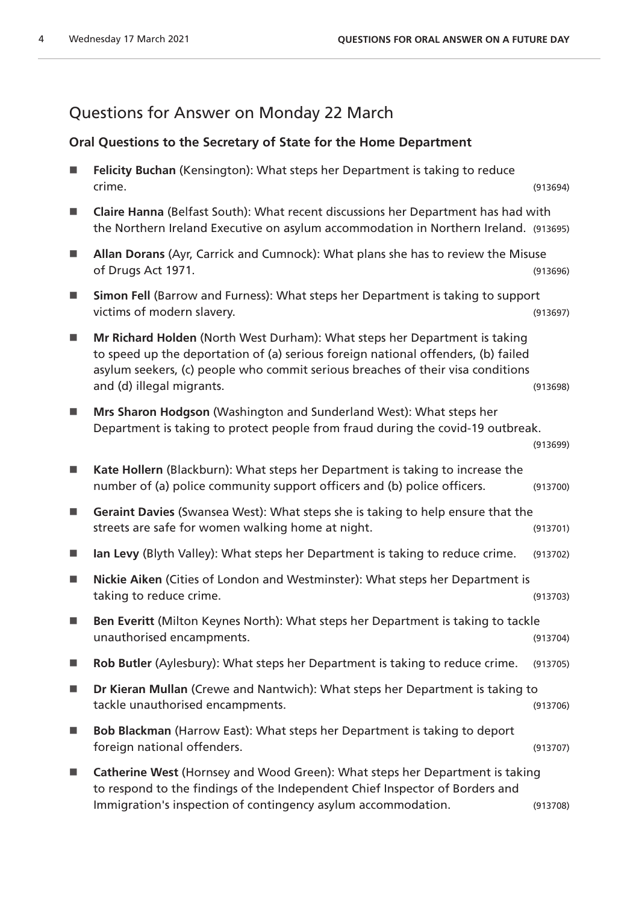## Questions for Answer on Monday 22 March

### Oral Questions to the Secretary of State for the Home Department

- **Felicity Buchan** (Kensington): What steps her Department is taking to reduce crime. (913694)
- **Claire Hanna** (Belfast South): What recent discussions her Department has had with the Northern Ireland Executive on asylum accommodation in Northern Ireland. (913695)
- **Allan Dorans** (Ayr, Carrick and Cumnock): What plans she has to review the Misuse of Drugs Act 1971. (913696)
- **Simon Fell** (Barrow and Furness): What steps her Department is taking to support victims of modern slavery. (913697)
- **Mr Richard Holden** (North West Durham): What steps her Department is taking to speed up the deportation of (a) serious foreign national offenders, (b) failed asylum seekers, (c) people who commit serious breaches of their visa conditions and (d) illegal migrants. (913698)
- **Mrs Sharon Hodgson** (Washington and Sunderland West): What steps her Department is taking to protect people from fraud during the covid-19 outbreak. (913699)
- **Kate Hollern** (Blackburn): What steps her Department is taking to increase the number of (a) police community support officers and (b) police officers. (913700)
- **Geraint Davies** (Swansea West): What steps she is taking to help ensure that the streets are safe for women walking home at night. (913701)
- **Ian Levy** (Blyth Valley): What steps her Department is taking to reduce crime. (913702)
- **Nickie Aiken** (Cities of London and Westminster): What steps her Department is taking to reduce crime. (913703)
- **Ben Everitt** (Milton Keynes North): What steps her Department is taking to tackle unauthorised encampments. (913704)
- **Rob Butler** (Aylesbury): What steps her Department is taking to reduce crime. (913705)
- **Dr Kieran Mullan** (Crewe and Nantwich): What steps her Department is taking to tackle unauthorised encampments. (913706)
- **Bob Blackman** (Harrow East): What steps her Department is taking to deport foreign national offenders. (913707)
- **Catherine West** (Hornsey and Wood Green): What steps her Department is taking to respond to the findings of the Independent Chief Inspector of Borders and Immigration's inspection of contingency asylum accommodation. (913708)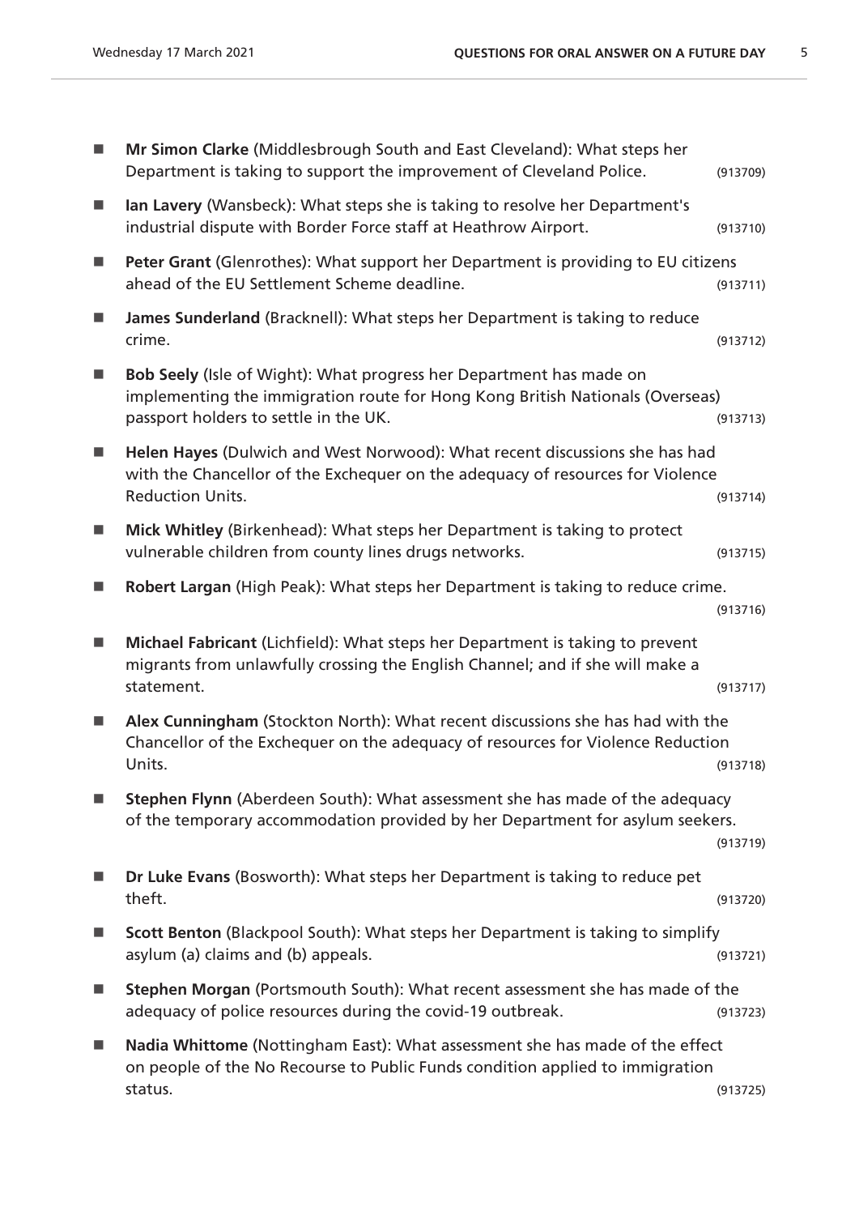- **Mr Simon Clarke** (Middlesbrough South and East Cleveland): What steps her Department is taking to support the improvement of Cleveland Police. (913709)
- **Ian Lavery** (Wansbeck): What steps she is taking to resolve her Department's industrial dispute with Border Force staff at Heathrow Airport. (913710)
- **Peter Grant** (Glenrothes): What support her Department is providing to EU citizens ahead of the EU Settlement Scheme deadline. (913711)
- **James Sunderland** (Bracknell): What steps her Department is taking to reduce crime. (913712)
- **Bob Seely** (Isle of Wight): What progress her Department has made on implementing the immigration route for Hong Kong British Nationals (Overseas) passport holders to settle in the UK. (913713)
- **Helen Hayes** (Dulwich and West Norwood): What recent discussions she has had with the Chancellor of the Exchequer on the adequacy of resources for Violence Reduction Units. (913714)
- **Mick Whitley** (Birkenhead): What steps her Department is taking to protect vulnerable children from county lines drugs networks. (913715)
- **Robert Largan** (High Peak): What steps her Department is taking to reduce crime. (913716)
- **Michael Fabricant** (Lichfield): What steps her Department is taking to prevent migrants from unlawfully crossing the English Channel; and if she will make a statement. (913717)
- **Alex Cunningham** (Stockton North): What recent discussions she has had with the Chancellor of the Exchequer on the adequacy of resources for Violence Reduction Units. (913718)
- **Stephen Flynn** (Aberdeen South): What assessment she has made of the adequacy of the temporary accommodation provided by her Department for asylum seekers. (913719)
- **Dr Luke Evans** (Bosworth): What steps her Department is taking to reduce pet theft. (913720)
- **Scott Benton** (Blackpool South): What steps her Department is taking to simplify asylum (a) claims and (b) appeals. (913721)
- **Stephen Morgan** (Portsmouth South): What recent assessment she has made of the adequacy of police resources during the covid-19 outbreak. (913723)
- **Nadia Whittome** (Nottingham East): What assessment she has made of the effect on people of the No Recourse to Public Funds condition applied to immigration status. (913725)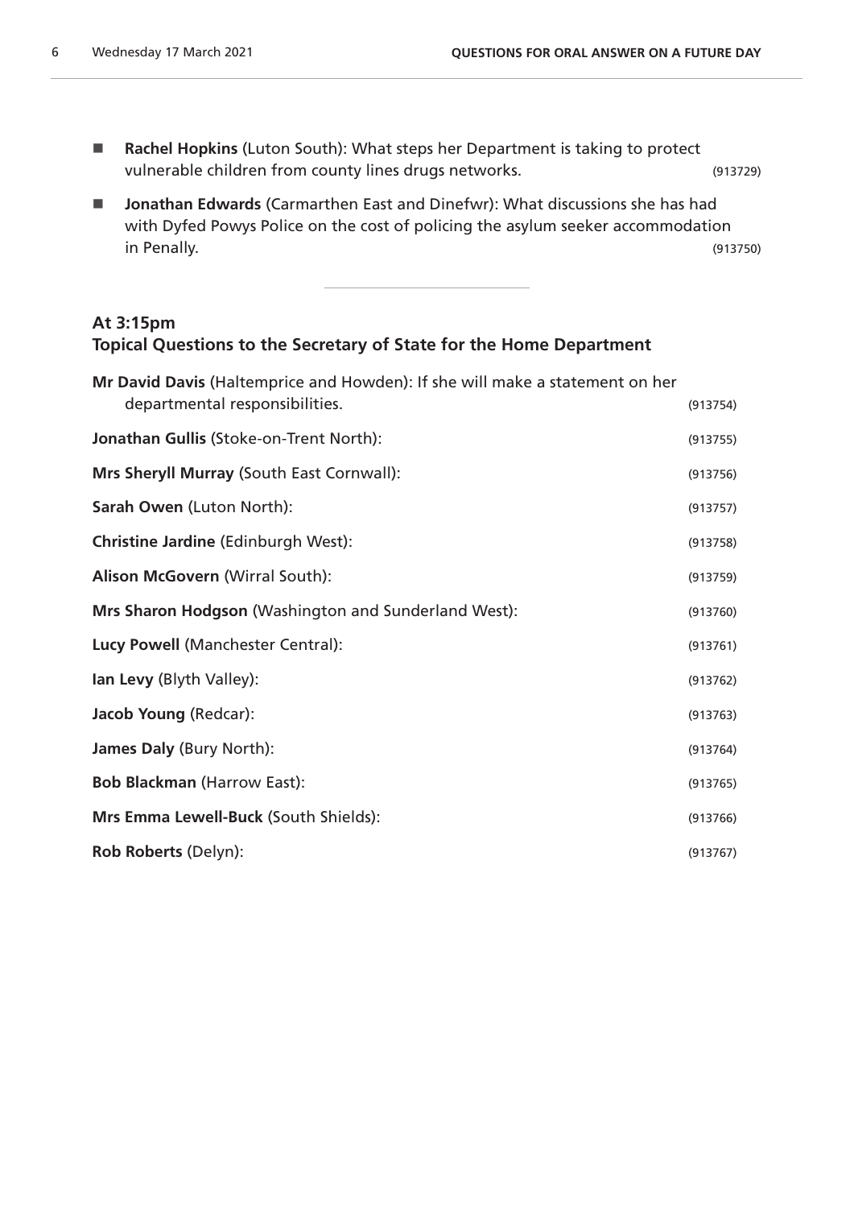- **Rachel Hopkins** (Luton South): What steps her Department is taking to protect vulnerable children from county lines drugs networks. (913729)
- **Jonathan Edwards** (Carmarthen East and Dinefwr): What discussions she has had with Dyfed Powys Police on the cost of policing the asylum seeker accommodation in Penally. (913750)

---

## At 3:15pm
## Topical Questions to the Secretary of State for the Home Department

**Mr David Davis** (Haltemprice and Howden): If she will make a statement on her departmental responsibilities. (913754)

**Jonathan Gullis** (Stoke-on-Trent North): (913755)

**Mrs Sheryll Murray** (South East Cornwall): (913756)

**Sarah Owen** (Luton North): (913757)

**Christine Jardine** (Edinburgh West): (913758)

**Alison McGovern** (Wirral South): (913759)

**Mrs Sharon Hodgson** (Washington and Sunderland West): (913760)

**Lucy Powell** (Manchester Central): (913761)

**Ian Levy** (Blyth Valley): (913762)

**Jacob Young** (Redcar): (913763)

**James Daly** (Bury North): (913764)

**Bob Blackman** (Harrow East): (913765)

**Mrs Emma Lewell-Buck** (South Shields): (913766)

**Rob Roberts** (Delyn): (913767)